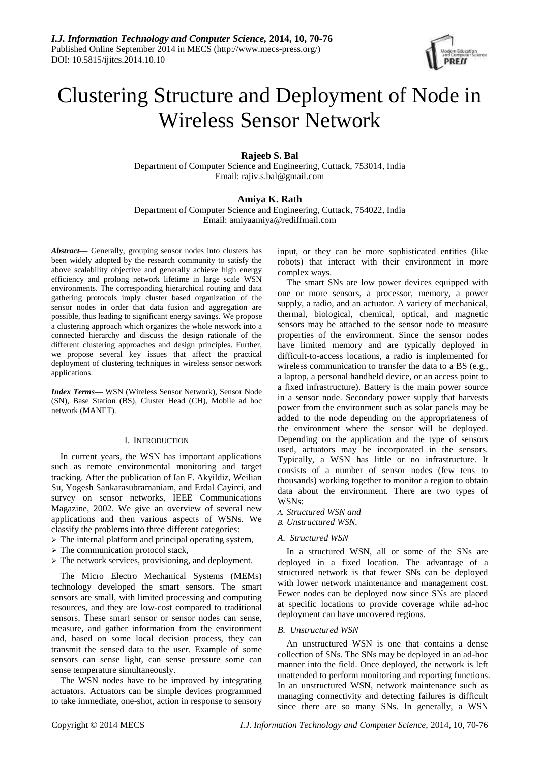# Clustering Structure and Deployment of Node in Wireless Sensor Network

**Rajeeb S. Bal**
Department of Computer Science and Engineering, Cuttack, 753014, India
Email: rajiv.s.bal@gmail.com

**Amiya K. Rath**
Department of Computer Science and Engineering, Cuttack, 754022, India
Email: amiyaamiya@rediffmail.com

***Abstract*—** Generally, grouping sensor nodes into clusters has been widely adopted by the research community to satisfy the above scalability objective and generally achieve high energy efficiency and prolong network lifetime in large scale WSN environments. The corresponding hierarchical routing and data gathering protocols imply cluster based organization of the sensor nodes in order that data fusion and aggregation are possible, thus leading to significant energy savings. We propose a clustering approach which organizes the whole network into a connected hierarchy and discuss the design rationale of the different clustering approaches and design principles. Further, we propose several key issues that affect the practical deployment of clustering techniques in wireless sensor network applications.

***Index Terms*—** WSN (Wireless Sensor Network), Sensor Node (SN), Base Station (BS), Cluster Head (CH), Mobile ad hoc network (MANET).

## I. Introduction

In current years, the WSN has important applications such as remote environmental monitoring and target tracking. After the publication of Ian F. Akyildiz, Weilian Su, Yogesh Sankarasubramaniam, and Erdal Cayirci, and survey on sensor networks, IEEE Communications Magazine, 2002. We give an overview of several new applications and then various aspects of WSNs. We classify the problems into three different categories:

- The internal platform and principal operating system,
- The communication protocol stack,
- The network services, provisioning, and deployment.

The Micro Electro Mechanical Systems (MEMs) technology developed the smart sensors. The smart sensors are small, with limited processing and computing resources, and they are low-cost compared to traditional sensors. These smart sensor or sensor nodes can sense, measure, and gather information from the environment and, based on some local decision process, they can transmit the sensed data to the user. Example of some sensors can sense light, can sense pressure some can sense temperature simultaneously.

The WSN nodes have to be improved by integrating actuators. Actuators can be simple devices programmed to take immediate, one-shot, action in response to sensory input, or they can be more sophisticated entities (like robots) that interact with their environment in more complex ways.

The smart SNs are low power devices equipped with one or more sensors, a processor, memory, a power supply, a radio, and an actuator. A variety of mechanical, thermal, biological, chemical, optical, and magnetic sensors may be attached to the sensor node to measure properties of the environment. Since the sensor nodes have limited memory and are typically deployed in difficult-to-access locations, a radio is implemented for wireless communication to transfer the data to a BS (e.g., a laptop, a personal handheld device, or an access point to a fixed infrastructure). Battery is the main power source in a sensor node. Secondary power supply that harvests power from the environment such as solar panels may be added to the node depending on the appropriateness of the environment where the sensor will be deployed. Depending on the application and the type of sensors used, actuators may be incorporated in the sensors. Typically, a WSN has little or no infrastructure. It consists of a number of sensor nodes (few tens to thousands) working together to monitor a region to obtain data about the environment. There are two types of WSNs:

*A. Structured WSN and*
*B. Unstructured WSN.*

### *A. Structured WSN*

In a structured WSN, all or some of the SNs are deployed in a fixed location. The advantage of a structured network is that fewer SNs can be deployed with lower network maintenance and management cost. Fewer nodes can be deployed now since SNs are placed at specific locations to provide coverage while ad-hoc deployment can have uncovered regions.

### *B. Unstructured WSN*

An unstructured WSN is one that contains a dense collection of SNs. The SNs may be deployed in an ad-hoc manner into the field. Once deployed, the network is left unattended to perform monitoring and reporting functions. In an unstructured WSN, network maintenance such as managing connectivity and detecting failures is difficult since there are so many SNs. In generally, a WSN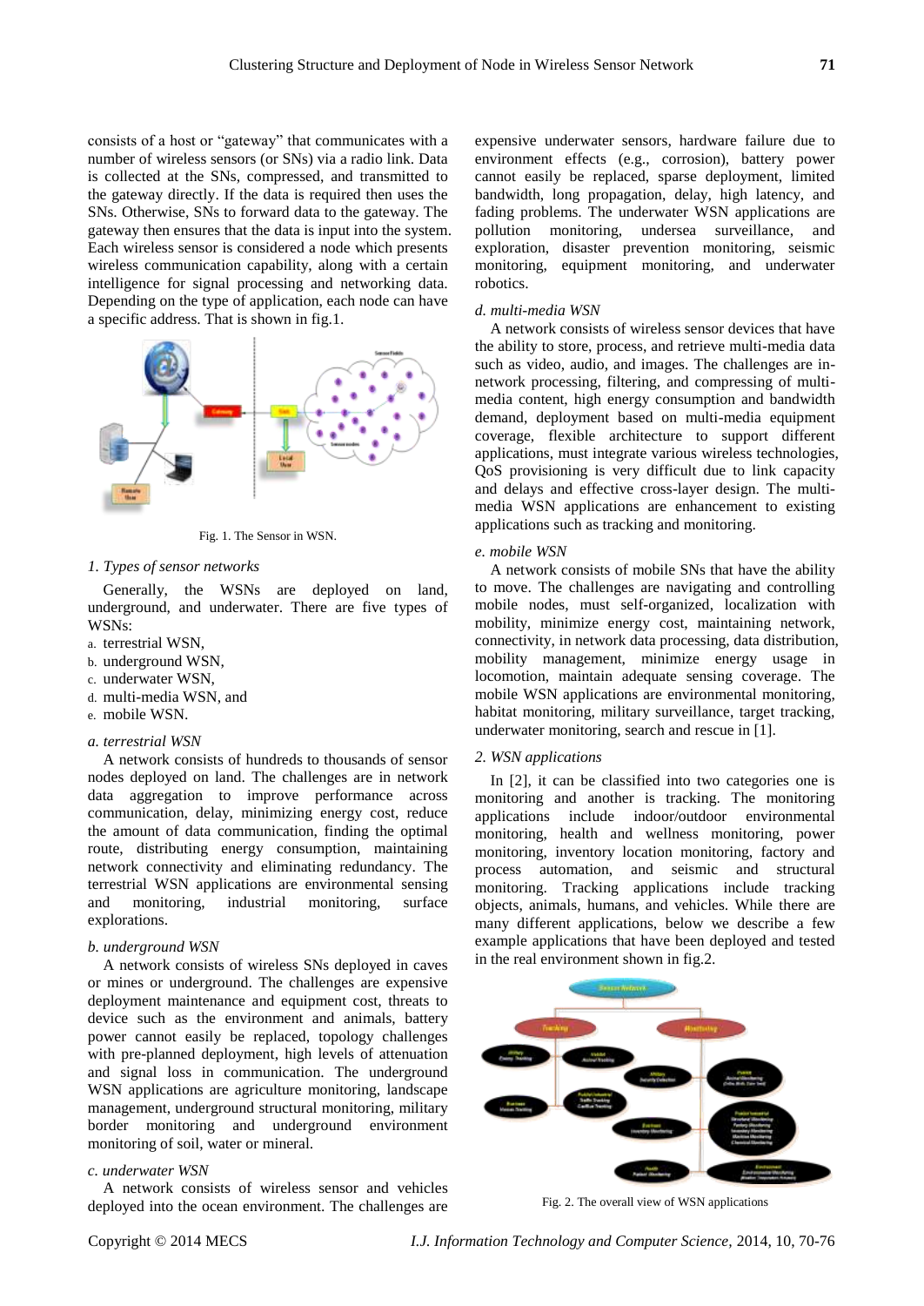consists of a host or "gateway" that communicates with a number of wireless sensors (or SNs) via a radio link. Data is collected at the SNs, compressed, and transmitted to the gateway directly. If the data is required then uses the SNs. Otherwise, SNs to forward data to the gateway. The gateway then ensures that the data is input into the system. Each wireless sensor is considered a node which presents wireless communication capability, along with a certain intelligence for signal processing and networking data. Depending on the type of application, each node can have a specific address. That is shown in fig.1.

Fig. 1. The Sensor in WSN.

### *1. Types of sensor networks*

Generally, the WSNs are deployed on land, underground, and underwater. There are five types of WSNs:

a. terrestrial WSN,
b. underground WSN,
c. underwater WSN,
d. multi-media WSN, and
e. mobile WSN.

#### *a. terrestrial WSN*

A network consists of hundreds to thousands of sensor nodes deployed on land. The challenges are in network data aggregation to improve performance across communication, delay, minimizing energy cost, reduce the amount of data communication, finding the optimal route, distributing energy consumption, maintaining network connectivity and eliminating redundancy. The terrestrial WSN applications are environmental sensing and monitoring, industrial monitoring, surface explorations.

#### *b. underground WSN*

A network consists of wireless SNs deployed in caves or mines or underground. The challenges are expensive deployment maintenance and equipment cost, threats to device such as the environment and animals, battery power cannot easily be replaced, topology challenges with pre-planned deployment, high levels of attenuation and signal loss in communication. The underground WSN applications are agriculture monitoring, landscape management, underground structural monitoring, military border monitoring and underground environment monitoring of soil, water or mineral.

#### *c. underwater WSN*

A network consists of wireless sensor and vehicles deployed into the ocean environment. The challenges are expensive underwater sensors, hardware failure due to environment effects (e.g., corrosion), battery power cannot easily be replaced, sparse deployment, limited bandwidth, long propagation, delay, high latency, and fading problems. The underwater WSN applications are pollution monitoring, undersea surveillance, and exploration, disaster prevention monitoring, seismic monitoring, equipment monitoring, and underwater robotics.

#### *d. multi-media WSN*

A network consists of wireless sensor devices that have the ability to store, process, and retrieve multi-media data such as video, audio, and images. The challenges are in-network processing, filtering, and compressing of multi-media content, high energy consumption and bandwidth demand, deployment based on multi-media equipment coverage, flexible architecture to support different applications, must integrate various wireless technologies, QoS provisioning is very difficult due to link capacity and delays and effective cross-layer design. The multi-media WSN applications are enhancement to existing applications such as tracking and monitoring.

#### *e. mobile WSN*

A network consists of mobile SNs that have the ability to move. The challenges are navigating and controlling mobile nodes, must self-organized, localization with mobility, minimize energy cost, maintaining network, connectivity, in network data processing, data distribution, mobility management, minimize energy usage in locomotion, maintain adequate sensing coverage. The mobile WSN applications are environmental monitoring, habitat monitoring, military surveillance, target tracking, underwater monitoring, search and rescue in [1].

### *2. WSN applications*

In [2], it can be classified into two categories one is monitoring and another is tracking. The monitoring applications include indoor/outdoor environmental monitoring, health and wellness monitoring, power monitoring, inventory location monitoring, factory and process automation, and seismic and structural monitoring. Tracking applications include tracking objects, animals, humans, and vehicles. While there are many different applications, below we describe a few example applications that have been deployed and tested in the real environment shown in fig.2.

Fig. 2. The overall view of WSN applications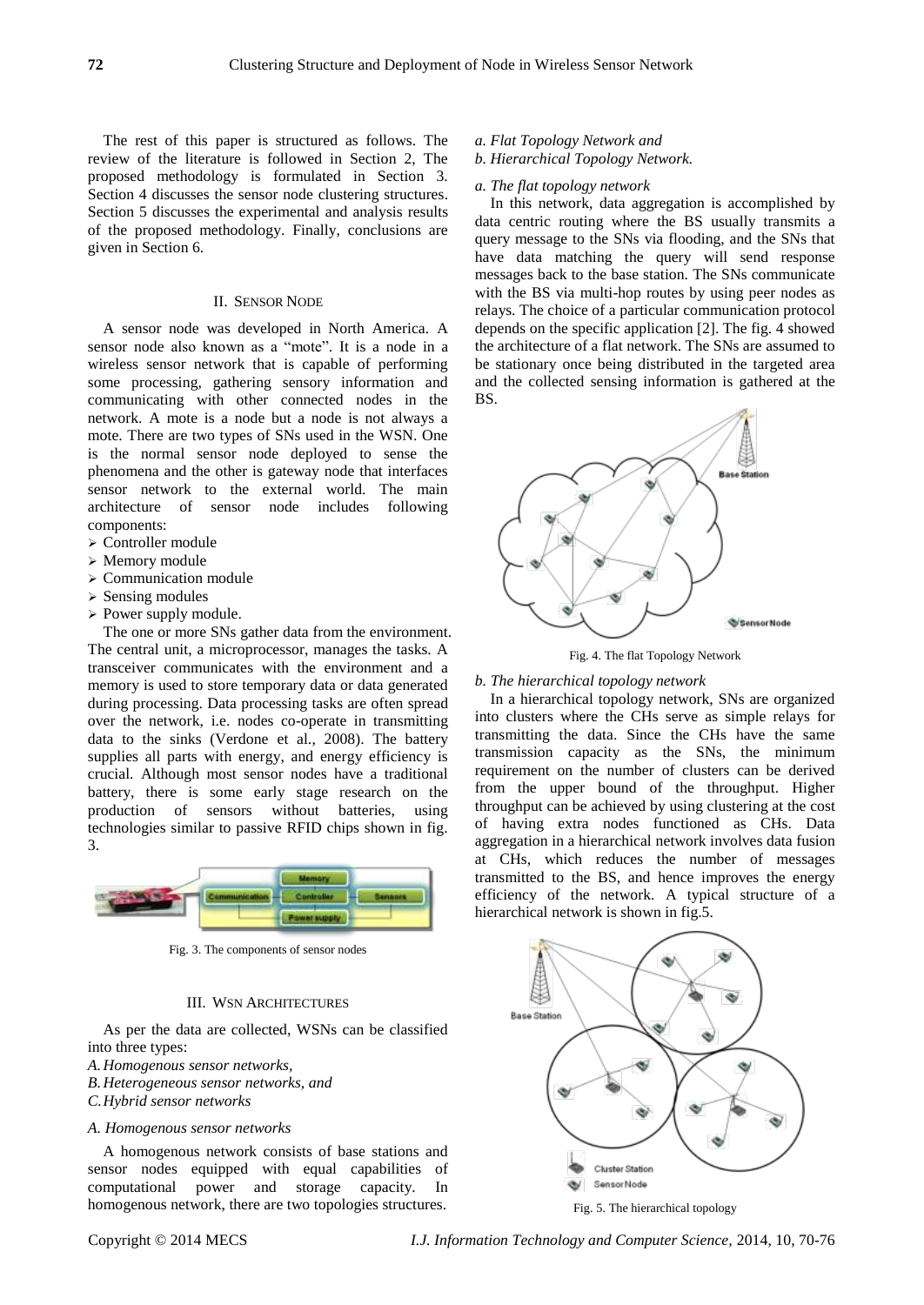The rest of this paper is structured as follows. The review of the literature is followed in Section 2, The proposed methodology is formulated in Section 3. Section 4 discusses the sensor node clustering structures. Section 5 discusses the experimental and analysis results of the proposed methodology. Finally, conclusions are given in Section 6.

## II. Sensor Node

A sensor node was developed in North America. A sensor node also known as a "mote". It is a node in a wireless sensor network that is capable of performing some processing, gathering sensory information and communicating with other connected nodes in the network. A mote is a node but a node is not always a mote. There are two types of SNs used in the WSN. One is the normal sensor node deployed to sense the phenomena and the other is gateway node that interfaces sensor network to the external world. The main architecture of sensor node includes following components:

- Controller module
- Memory module
- Communication module
- Sensing modules
- Power supply module.

The one or more SNs gather data from the environment. The central unit, a microprocessor, manages the tasks. A transceiver communicates with the environment and a memory is used to store temporary data or data generated during processing. Data processing tasks are often spread over the network, i.e. nodes co-operate in transmitting data to the sinks (Verdone et al., 2008). The battery supplies all parts with energy, and energy efficiency is crucial. Although most sensor nodes have a traditional battery, there is some early stage research on the production of sensors without batteries, using technologies similar to passive RFID chips shown in fig. 3.

Fig. 3. The components of sensor nodes

## III. WSN Architectures

As per the data are collected, WSNs can be classified into three types:

*A. Homogenous sensor networks,*
*B. Heterogeneous sensor networks, and*
*C. Hybrid sensor networks*

### *A. Homogenous sensor networks*

A homogenous network consists of base stations and sensor nodes equipped with equal capabilities of computational power and storage capacity. In homogenous network, there are two topologies structures.

*a. Flat Topology Network and*
*b. Hierarchical Topology Network.*

#### *a. The flat topology network*

In this network, data aggregation is accomplished by data centric routing where the BS usually transmits a query message to the SNs via flooding, and the SNs that have data matching the query will send response messages back to the base station. The SNs communicate with the BS via multi-hop routes by using peer nodes as relays. The choice of a particular communication protocol depends on the specific application [2]. The fig. 4 showed the architecture of a flat network. The SNs are assumed to be stationary once being distributed in the targeted area and the collected sensing information is gathered at the BS.

Fig. 4. The flat Topology Network

#### *b. The hierarchical topology network*

In a hierarchical topology network, SNs are organized into clusters where the CHs serve as simple relays for transmitting the data. Since the CHs have the same transmission capacity as the SNs, the minimum requirement on the number of clusters can be derived from the upper bound of the throughput. Higher throughput can be achieved by using clustering at the cost of having extra nodes functioned as CHs. Data aggregation in a hierarchical network involves data fusion at CHs, which reduces the number of messages transmitted to the BS, and hence improves the energy efficiency of the network. A typical structure of a hierarchical network is shown in fig.5.

Fig. 5. The hierarchical topology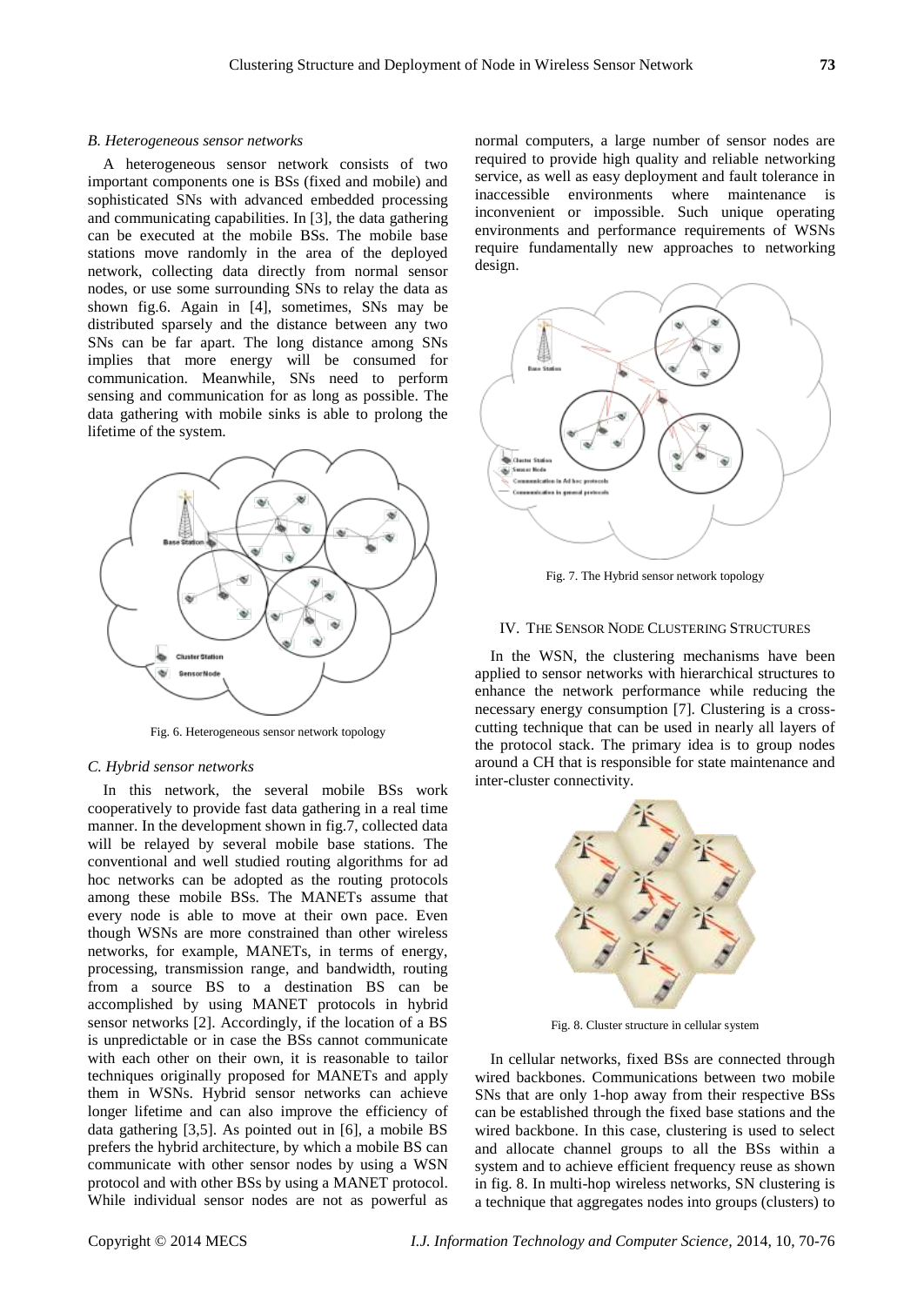### B. Heterogeneous sensor networks

A heterogeneous sensor network consists of two important components one is BSs (fixed and mobile) and sophisticated SNs with advanced embedded processing and communicating capabilities. In [3], the data gathering can be executed at the mobile BSs. The mobile base stations move randomly in the area of the deployed network, collecting data directly from normal sensor nodes, or use some surrounding SNs to relay the data as shown fig.6. Again in [4], sometimes, SNs may be distributed sparsely and the distance between any two SNs can be far apart. The long distance among SNs implies that more energy will be consumed for communication. Meanwhile, SNs need to perform sensing and communication for as long as possible. The data gathering with mobile sinks is able to prolong the lifetime of the system.

Fig. 6. Heterogeneous sensor network topology

### C. Hybrid sensor networks

In this network, the several mobile BSs work cooperatively to provide fast data gathering in a real time manner. In the development shown in fig.7, collected data will be relayed by several mobile base stations. The conventional and well studied routing algorithms for ad hoc networks can be adopted as the routing protocols among these mobile BSs. The MANETs assume that every node is able to move at their own pace. Even though WSNs are more constrained than other wireless networks, for example, MANETs, in terms of energy, processing, transmission range, and bandwidth, routing from a source BS to a destination BS can be accomplished by using MANET protocols in hybrid sensor networks [2]. Accordingly, if the location of a BS is unpredictable or in case the BSs cannot communicate with each other on their own, it is reasonable to tailor techniques originally proposed for MANETs and apply them in WSNs. Hybrid sensor networks can achieve longer lifetime and can also improve the efficiency of data gathering [3,5]. As pointed out in [6], a mobile BS prefers the hybrid architecture, by which a mobile BS can communicate with other sensor nodes by using a WSN protocol and with other BSs by using a MANET protocol. While individual sensor nodes are not as powerful as normal computers, a large number of sensor nodes are required to provide high quality and reliable networking service, as well as easy deployment and fault tolerance in inaccessible environments where maintenance is inconvenient or impossible. Such unique operating environments and performance requirements of WSNs require fundamentally new approaches to networking design.

Fig. 7. The Hybrid sensor network topology

## IV. The Sensor Node Clustering Structures

In the WSN, the clustering mechanisms have been applied to sensor networks with hierarchical structures to enhance the network performance while reducing the necessary energy consumption [7]. Clustering is a cross-cutting technique that can be used in nearly all layers of the protocol stack. The primary idea is to group nodes around a CH that is responsible for state maintenance and inter-cluster connectivity.

Fig. 8. Cluster structure in cellular system

In cellular networks, fixed BSs are connected through wired backbones. Communications between two mobile SNs that are only 1-hop away from their respective BSs can be established through the fixed base stations and the wired backbone. In this case, clustering is used to select and allocate channel groups to all the BSs within a system and to achieve efficient frequency reuse as shown in fig. 8. In multi-hop wireless networks, SN clustering is a technique that aggregates nodes into groups (clusters) to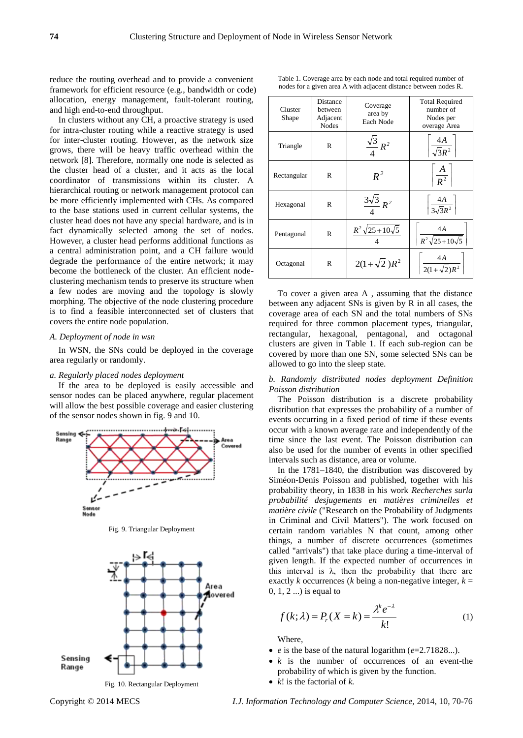reduce the routing overhead and to provide a convenient framework for efficient resource (e.g., bandwidth or code) allocation, energy management, fault-tolerant routing, and high end-to-end throughput.

In clusters without any CH, a proactive strategy is used for intra-cluster routing while a reactive strategy is used for inter-cluster routing. However, as the network size grows, there will be heavy traffic overhead within the network [8]. Therefore, normally one node is selected as the cluster head of a cluster, and it acts as the local coordinator of transmissions within its cluster. A hierarchical routing or network management protocol can be more efficiently implemented with CHs. As compared to the base stations used in current cellular systems, the cluster head does not have any special hardware, and is in fact dynamically selected among the set of nodes. However, a cluster head performs additional functions as a central administration point, and a CH failure would degrade the performance of the entire network; it may become the bottleneck of the cluster. An efficient node-clustering mechanism tends to preserve its structure when a few nodes are moving and the topology is slowly morphing. The objective of the node clustering procedure is to find a feasible interconnected set of clusters that covers the entire node population.

*A. Deployment of node in wsn*

In WSN, the SNs could be deployed in the coverage area regularly or randomly.

*a. Regularly placed nodes deployment*

If the area to be deployed is easily accessible and sensor nodes can be placed anywhere, regular placement will allow the best possible coverage and easier clustering of the sensor nodes shown in fig. 9 and 10.

Fig. 9. Triangular Deployment

Fig. 10. Rectangular Deployment

Table 1. Coverage area by each node and total required number of nodes for a given area A with adjacent distance between nodes R.

| Cluster Shape | Distance between Adjacent Nodes | Coverage area by Each Node | Total Required number of Nodes per overage Area |
|---|---|---|---|
| Triangle | R | $\frac{\sqrt{3}}{4}R^2$ | $\left\lceil \frac{4A}{\sqrt{3}R^2} \right\rceil$ |
| Rectangular | R | $R^2$ | $\left\lceil \frac{A}{R^2} \right\rceil$ |
| Hexagonal | R | $\frac{3\sqrt{3}}{4}R^2$ | $\left\lceil \frac{4A}{3\sqrt{3}R^2} \right\rceil$ |
| Pentagonal | R | $\frac{R^2\sqrt{25+10\sqrt{5}}}{4}$ | $\left\lceil \frac{4A}{R^2\sqrt{25+10\sqrt{5}}} \right\rceil$ |
| Octagonal | R | $2(1+\sqrt{2})R^2$ | $\left\lceil \frac{4A}{2(1+\sqrt{2})R^2} \right\rceil$ |

To cover a given area A , assuming that the distance between any adjacent SNs is given by R in all cases, the coverage area of each SN and the total numbers of SNs required for three common placement types, triangular, rectangular, hexagonal, pentagonal, and octagonal clusters are given in Table 1. If each sub-region can be covered by more than one SN, some selected SNs can be allowed to go into the sleep state.

*b. Randomly distributed nodes deployment Definition Poisson distribution*

The Poisson distribution is a discrete probability distribution that expresses the probability of a number of events occurring in a fixed period of time if these events occur with a known average rate and independently of the time since the last event. The Poisson distribution can also be used for the number of events in other specified intervals such as distance, area or volume.

In the 1781–1840, the distribution was discovered by Siméon-Denis Poisson and published, together with his probability theory, in 1838 in his work *Recherches surla probabilité desjugements en matières criminelles et matière civile* ("Research on the Probability of Judgments in Criminal and Civil Matters"). The work focused on certain random variables N that count, among other things, a number of discrete occurrences (sometimes called "arrivals") that take place during a time-interval of given length. If the expected number of occurrences in this interval is λ, then the probability that there are exactly *k* occurrences (*k* being a non-negative integer, *k* = 0, 1, 2 ...) is equal to

$$f(k;\lambda) = P_r(X = k) = \frac{\lambda^k e^{-\lambda}}{k!} \tag{1}$$

Where,

- *e* is the base of the natural logarithm (*e*=2.71828...).
- *k* is the number of occurrences of an event-the probability of which is given by the function.
- *k*! is the factorial of *k*.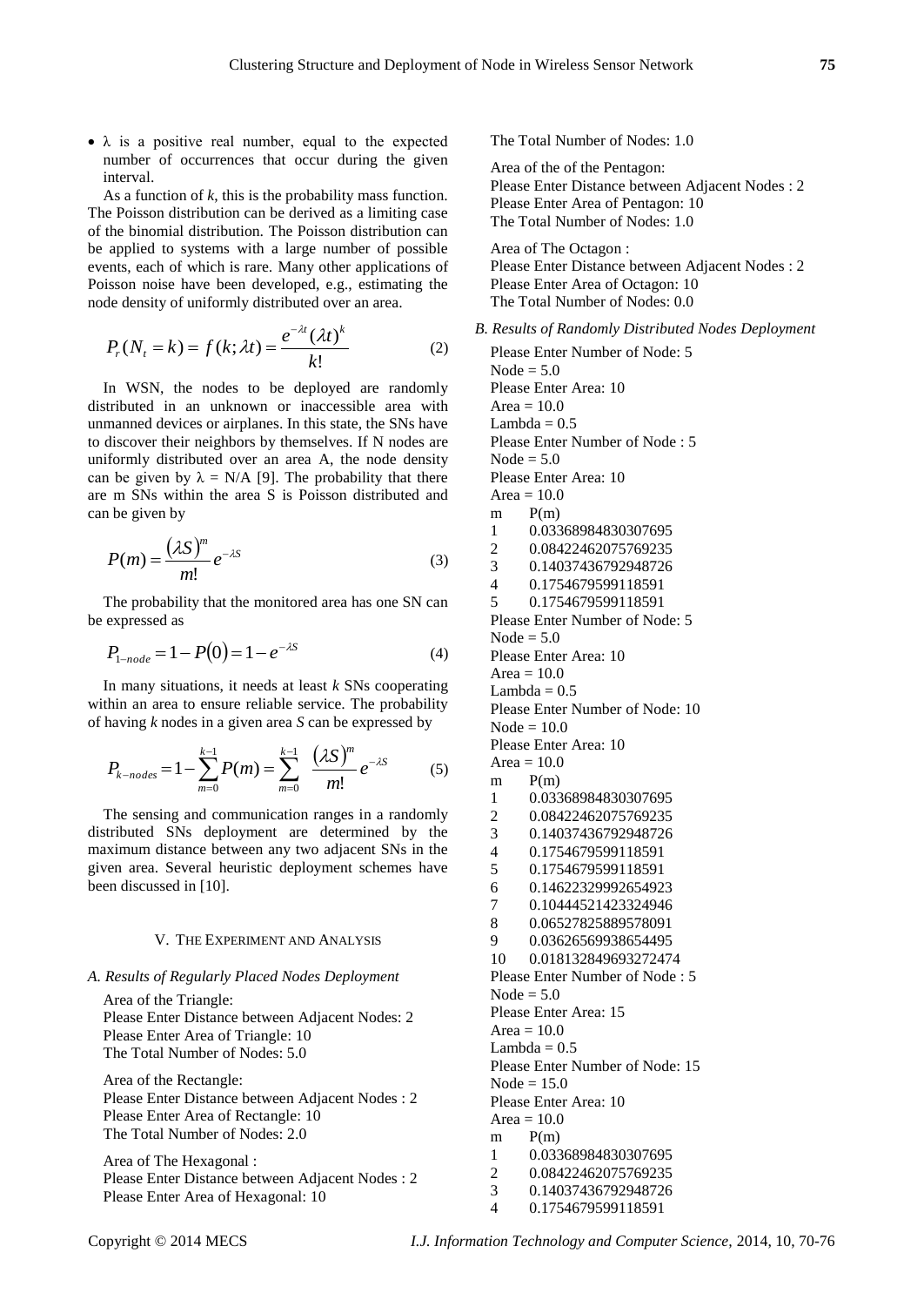- λ is a positive real number, equal to the expected number of occurrences that occur during the given interval.

As a function of *k*, this is the probability mass function. The Poisson distribution can be derived as a limiting case of the binomial distribution. The Poisson distribution can be applied to systems with a large number of possible events, each of which is rare. Many other applications of Poisson noise have been developed, e.g., estimating the node density of uniformly distributed over an area.

$$P_r(N_t = k) = f(k;\lambda t) = \frac{e^{-\lambda t}(\lambda t)^k}{k!} \quad (2)$$

In WSN, the nodes to be deployed are randomly distributed in an unknown or inaccessible area with unmanned devices or airplanes. In this state, the SNs have to discover their neighbors by themselves. If N nodes are uniformly distributed over an area A, the node density can be given by $\lambda = N/A$ [9]. The probability that there are m SNs within the area S is Poisson distributed and can be given by

$$P(m) = \frac{(\lambda S)^m}{m!} e^{-\lambda S} \quad (3)$$

The probability that the monitored area has one SN can be expressed as

$$P_{1-node} = 1 - P(0) = 1 - e^{-\lambda S} \quad (4)$$

In many situations, it needs at least *k* SNs cooperating within an area to ensure reliable service. The probability of having *k* nodes in a given area *S* can be expressed by

$$P_{k-nodes} = 1 - \sum_{m=0}^{k-1} P(m) = \sum_{m=0}^{k-1} \frac{(\lambda S)^m}{m!} e^{-\lambda S} \quad (5)$$

The sensing and communication ranges in a randomly distributed SNs deployment are determined by the maximum distance between any two adjacent SNs in the given area. Several heuristic deployment schemes have been discussed in [10].

## V. The Experiment and Analysis

### *A. Results of Regularly Placed Nodes Deployment*

Area of the Triangle:
Please Enter Distance between Adjacent Nodes: 2
Please Enter Area of Triangle: 10
The Total Number of Nodes: 5.0

Area of the Rectangle:
Please Enter Distance between Adjacent Nodes : 2
Please Enter Area of Rectangle: 10
The Total Number of Nodes: 2.0

Area of The Hexagonal :
Please Enter Distance between Adjacent Nodes : 2
Please Enter Area of Hexagonal: 10
The Total Number of Nodes: 1.0

Area of the of the Pentagon:
Please Enter Distance between Adjacent Nodes : 2
Please Enter Area of Pentagon: 10
The Total Number of Nodes: 1.0

Area of The Octagon :
Please Enter Distance between Adjacent Nodes : 2
Please Enter Area of Octagon: 10
The Total Number of Nodes: 0.0

### *B. Results of Randomly Distributed Nodes Deployment*

Please Enter Number of Node: 5
Node = 5.0
Please Enter Area: 10
Area = 10.0
Lambda = 0.5
Please Enter Number of Node : 5
Node = 5.0
Please Enter Area: 10
Area = 10.0

| m | P(m) |
|---|---|
| 1 | 0.03368984830307695 |
| 2 | 0.08422462075769235 |
| 3 | 0.14037436792948726 |
| 4 | 0.1754679599118591 |
| 5 | 0.1754679599118591 |

Please Enter Number of Node: 5
Node = 5.0
Please Enter Area: 10
Area = 10.0
Lambda = 0.5
Please Enter Number of Node: 10
Node = 10.0
Please Enter Area: 10
Area = 10.0

| m | P(m) |
|---|---|
| 1 | 0.03368984830307695 |
| 2 | 0.08422462075769235 |
| 3 | 0.14037436792948726 |
| 4 | 0.1754679599118591 |
| 5 | 0.1754679599118591 |
| 6 | 0.14622329992654923 |
| 7 | 0.10444521423324946 |
| 8 | 0.06527825889578091 |
| 9 | 0.03626569938654495 |
| 10 | 0.018132849693272474 |

Please Enter Number of Node : 5
Node = 5.0
Please Enter Area: 15
Area = 10.0
Lambda = 0.5
Please Enter Number of Node: 15
Node = 15.0
Please Enter Area: 10
Area = 10.0

| m | P(m) |
|---|---|
| 1 | 0.03368984830307695 |
| 2 | 0.08422462075769235 |
| 3 | 0.14037436792948726 |
| 4 | 0.1754679599118591 |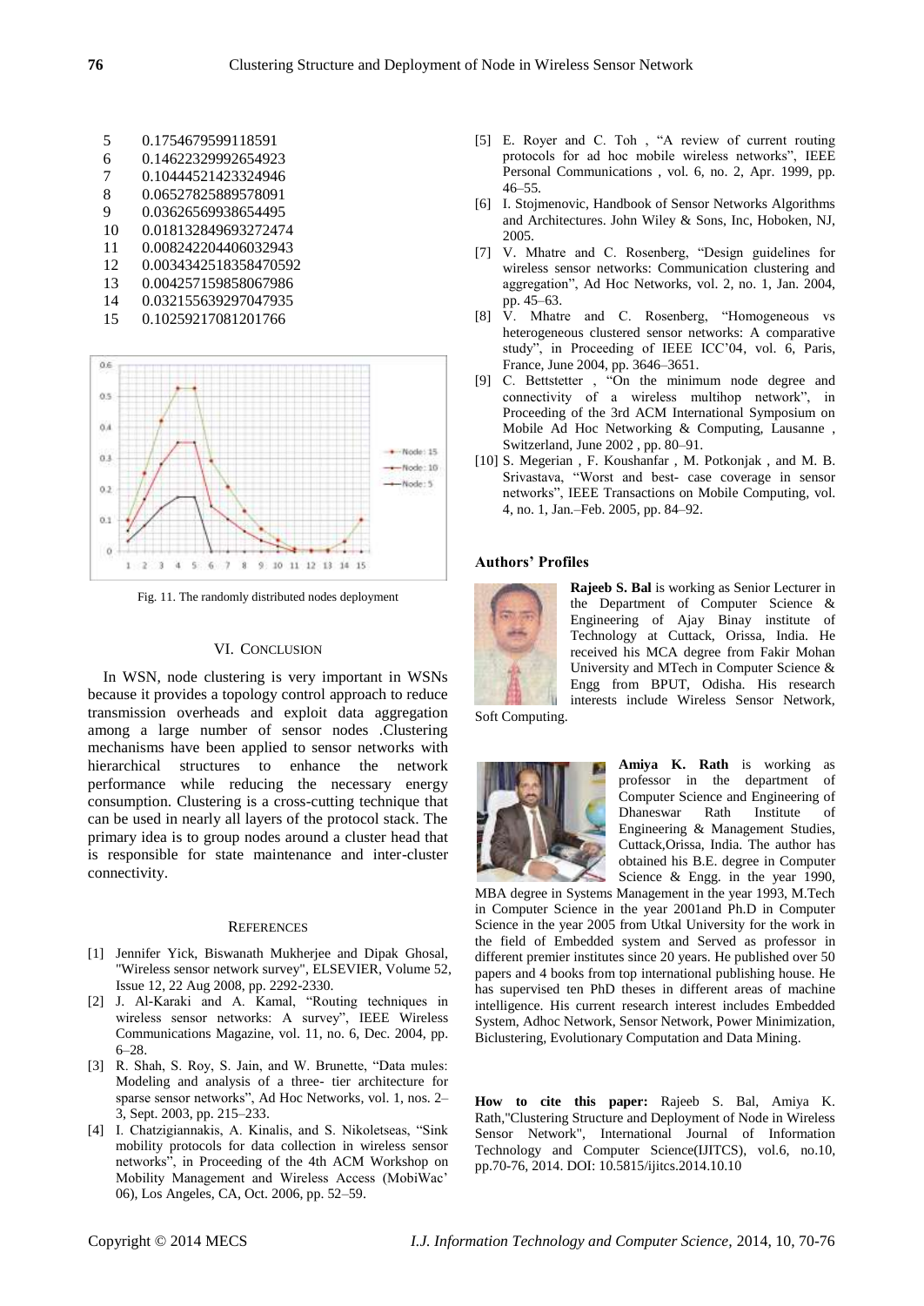| | |
|---|---|
| 5 | 0.1754679599118591 |
| 6 | 0.14622329992654923 |
| 7 | 0.10444521423324946 |
| 8 | 0.06527825889578091 |
| 9 | 0.03626569938654495 |
| 10 | 0.018132849693272474 |
| 11 | 0.008242204406032943 |
| 12 | 0.0034342518358470592 |
| 13 | 0.004257159858067986 |
| 14 | 0.032155639297047935 |
| 15 | 0.10259217081201766 |

0.6
0.5
0.4
0.3
0.2
0.1
0
1 2 3 4 5 6 7 8 9 10 11 12 13 14 15
Node: 15
Node: 10
Node: 5

Fig. 11. The randomly distributed nodes deployment

## VI. Conclusion

In WSN, node clustering is very important in WSNs because it provides a topology control approach to reduce transmission overheads and exploit data aggregation among a large number of sensor nodes .Clustering mechanisms have been applied to sensor networks with hierarchical structures to enhance the network performance while reducing the necessary energy consumption. Clustering is a cross-cutting technique that can be used in nearly all layers of the protocol stack. The primary idea is to group nodes around a cluster head that is responsible for state maintenance and inter-cluster connectivity.

## References

[1] Jennifer Yick, Biswanath Mukherjee and Dipak Ghosal, "Wireless sensor network survey", ELSEVIER, Volume 52, Issue 12, 22 Aug 2008, pp. 2292-2330.

[2] J. Al-Karaki and A. Kamal, "Routing techniques in wireless sensor networks: A survey", IEEE Wireless Communications Magazine, vol. 11, no. 6, Dec. 2004, pp. 6–28.

[3] R. Shah, S. Roy, S. Jain, and W. Brunette, "Data mules: Modeling and analysis of a three- tier architecture for sparse sensor networks", Ad Hoc Networks, vol. 1, nos. 2–3, Sept. 2003, pp. 215–233.

[4] I. Chatzigiannakis, A. Kinalis, and S. Nikoletseas, "Sink mobility protocols for data collection in wireless sensor networks", in Proceeding of the 4th ACM Workshop on Mobility Management and Wireless Access (MobiWac' 06), Los Angeles, CA, Oct. 2006, pp. 52–59.

[5] E. Royer and C. Toh , "A review of current routing protocols for ad hoc mobile wireless networks", IEEE Personal Communications , vol. 6, no. 2, Apr. 1999, pp. 46–55.

[6] I. Stojmenovic, Handbook of Sensor Networks Algorithms and Architectures. John Wiley & Sons, Inc, Hoboken, NJ, 2005.

[7] V. Mhatre and C. Rosenberg, "Design guidelines for wireless sensor networks: Communication clustering and aggregation", Ad Hoc Networks, vol. 2, no. 1, Jan. 2004, pp. 45–63.

[8] V. Mhatre and C. Rosenberg, "Homogeneous vs heterogeneous clustered sensor networks: A comparative study", in Proceeding of IEEE ICC'04, vol. 6, Paris, France, June 2004, pp. 3646–3651.

[9] C. Bettstetter , "On the minimum node degree and connectivity of a wireless multihop network", in Proceeding of the 3rd ACM International Symposium on Mobile Ad Hoc Networking & Computing, Lausanne , Switzerland, June 2002 , pp. 80–91.

[10] S. Megerian , F. Koushanfar , M. Potkonjak , and M. B. Srivastava, "Worst and best- case coverage in sensor networks", IEEE Transactions on Mobile Computing, vol. 4, no. 1, Jan.–Feb. 2005, pp. 84–92.

## Authors' Profiles

**Rajeeb S. Bal** is working as Senior Lecturer in the Department of Computer Science & Engineering of Ajay Binay institute of Technology at Cuttack, Orissa, India. He received his MCA degree from Fakir Mohan University and MTech in Computer Science & Engg from BPUT, Odisha. His research interests include Wireless Sensor Network, Soft Computing.

**Amiya K. Rath** is working as professor in the department of Computer Science and Engineering of Dhaneswar Rath Institute of Engineering & Management Studies, Cuttack,Orissa, India. The author has obtained his B.E. degree in Computer Science & Engg. in the year 1990, MBA degree in Systems Management in the year 1993, M.Tech in Computer Science in the year 2001and Ph.D in Computer Science in the year 2005 from Utkal University for the work in the field of Embedded system and Served as professor in different premier institutes since 20 years. He published over 50 papers and 4 books from top international publishing house. He has supervised ten PhD theses in different areas of machine intelligence. His current research interest includes Embedded System, Adhoc Network, Sensor Network, Power Minimization, Biclustering, Evolutionary Computation and Data Mining.

**How to cite this paper:** Rajeeb S. Bal, Amiya K. Rath,"Clustering Structure and Deployment of Node in Wireless Sensor Network", International Journal of Information Technology and Computer Science(IJITCS), vol.6, no.10, pp.70-76, 2014. DOI: 10.5815/ijitcs.2014.10.10